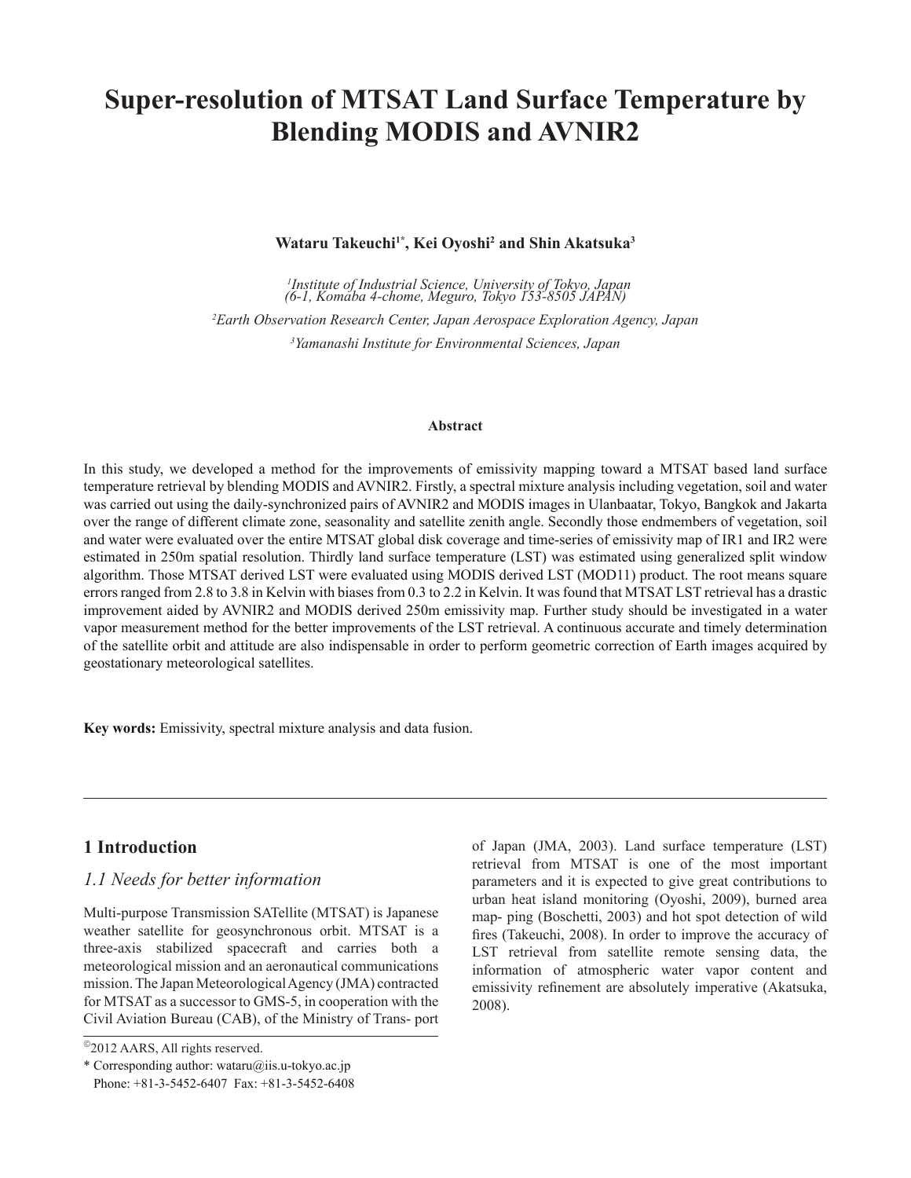# Super-resolution of MTSAT Land Surface Temperature by Blending MODIS and AVNIR2

**Wataru Takeuchi[1*], Kei Oyoshi[2] and Shin Akatsuka[3]**

*[1]Institute of Industrial Science, University of Tokyo, Japan (6-1, Komaba 4-chome, Meguro, Tokyo 153-8505 JAPAN)*

*[2]Earth Observation Research Center, Japan Aerospace Exploration Agency, Japan*

*[3]Yamanashi Institute for Environmental Sciences, Japan*

#### Abstract

In this study, we developed a method for the improvements of emissivity mapping toward a MTSAT based land surface temperature retrieval by blending MODIS and AVNIR2. Firstly, a spectral mixture analysis including vegetation, soil and water was carried out using the daily-synchronized pairs of AVNIR2 and MODIS images in Ulanbaatar, Tokyo, Bangkok and Jakarta over the range of different climate zone, seasonality and satellite zenith angle. Secondly those endmembers of vegetation, soil and water were evaluated over the entire MTSAT global disk coverage and time-series of emissivity map of IR1 and IR2 were estimated in 250m spatial resolution. Thirdly land surface temperature (LST) was estimated using generalized split window algorithm. Those MTSAT derived LST were evaluated using MODIS derived LST (MOD11) product. The root means square errors ranged from 2.8 to 3.8 in Kelvin with biases from 0.3 to 2.2 in Kelvin. It was found that MTSAT LST retrieval has a drastic improvement aided by AVNIR2 and MODIS derived 250m emissivity map. Further study should be investigated in a water vapor measurement method for the better improvements of the LST retrieval. A continuous accurate and timely determination of the satellite orbit and attitude are also indispensable in order to perform geometric correction of Earth images acquired by geostationary meteorological satellites.

**Key words:** Emissivity, spectral mixture analysis and data fusion.

## 1 Introduction

### *1.1 Needs for better information*

Multi-purpose Transmission SATellite (MTSAT) is Japanese weather satellite for geosynchronous orbit. MTSAT is a three-axis stabilized spacecraft and carries both a meteorological mission and an aeronautical communications mission. The Japan Meteorological Agency (JMA) contracted for MTSAT as a successor to GMS-5, in cooperation with the Civil Aviation Bureau (CAB), of the Ministry of Trans- port of Japan (JMA, 2003). Land surface temperature (LST) retrieval from MTSAT is one of the most important parameters and it is expected to give great contributions to urban heat island monitoring (Oyoshi, 2009), burned area map- ping (Boschetti, 2003) and hot spot detection of wild fires (Takeuchi, 2008). In order to improve the accuracy of LST retrieval from satellite remote sensing data, the information of atmospheric water vapor content and emissivity refinement are absolutely imperative (Akatsuka, 2008).

©2012 AARS, All rights reserved.

* Corresponding author: wataru@iis.u-tokyo.ac.jp
Phone: +81-3-5452-6407 Fax: +81-3-5452-6408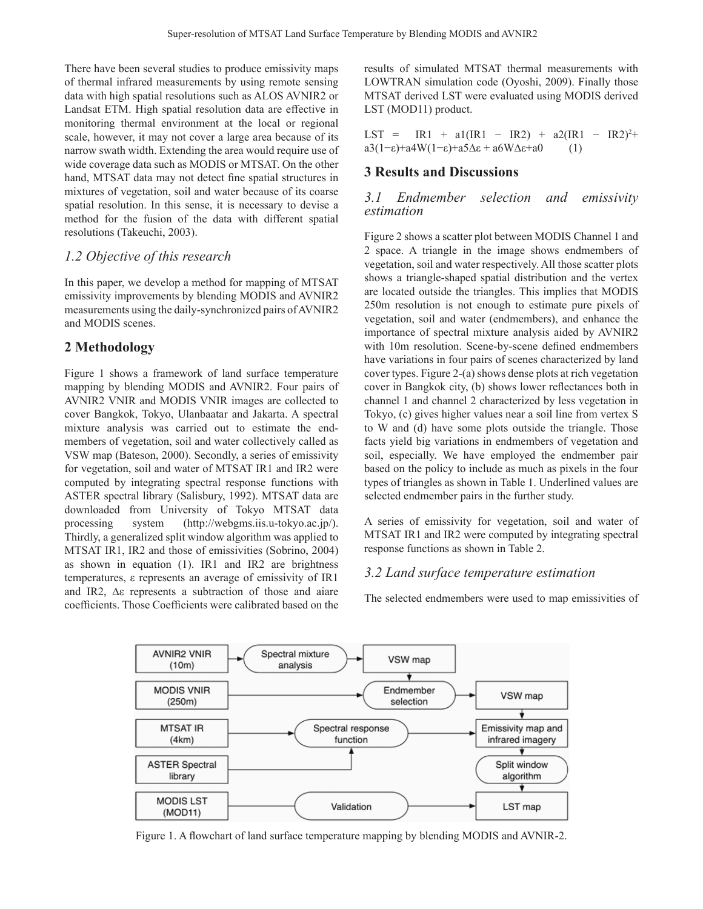There have been several studies to produce emissivity maps of thermal infrared measurements by using remote sensing data with high spatial resolutions such as ALOS AVNIR2 or Landsat ETM. High spatial resolution data are effective in monitoring thermal environment at the local or regional scale, however, it may not cover a large area because of its narrow swath width. Extending the area would require use of wide coverage data such as MODIS or MTSAT. On the other hand, MTSAT data may not detect fine spatial structures in mixtures of vegetation, soil and water because of its coarse spatial resolution. In this sense, it is necessary to devise a method for the fusion of the data with different spatial resolutions (Takeuchi, 2003).

### *1.2 Objective of this research*

In this paper, we develop a method for mapping of MTSAT emissivity improvements by blending MODIS and AVNIR2 measurements using the daily-synchronized pairs of AVNIR2 and MODIS scenes.

## 2 Methodology

Figure 1 shows a framework of land surface temperature mapping by blending MODIS and AVNIR2. Four pairs of AVNIR2 VNIR and MODIS VNIR images are collected to cover Bangkok, Tokyo, Ulanbaatar and Jakarta. A spectral mixture analysis was carried out to estimate the end-members of vegetation, soil and water collectively called as VSW map (Bateson, 2000). Secondly, a series of emissivity for vegetation, soil and water of MTSAT IR1 and IR2 were computed by integrating spectral response functions with ASTER spectral library (Salisbury, 1992). MTSAT data are downloaded from University of Tokyo MTSAT data processing system (http://webgms.iis.u-tokyo.ac.jp/). Thirdly, a generalized split window algorithm was applied to MTSAT IR1, IR2 and those of emissivities (Sobrino, 2004) as shown in equation (1). IR1 and IR2 are brightness temperatures, ε represents an average of emissivity of IR1 and IR2, Δε represents a subtraction of those and aiare coefficients. Those Coefficients were calibrated based on the results of simulated MTSAT thermal measurements with LOWTRAN simulation code (Oyoshi, 2009). Finally those MTSAT derived LST were evaluated using MODIS derived LST (MOD11) product.

$$LST = IR1 + a1(IR1 - IR2) + a2(IR1 - IR2)^2 + a3(1-\varepsilon) + a4W(1-\varepsilon) + a5\Delta\varepsilon + a6W\Delta\varepsilon + a0 \quad (1)$$

## 3 Results and Discussions

### *3.1 Endmember selection and emissivity estimation*

Figure 2 shows a scatter plot between MODIS Channel 1 and 2 space. A triangle in the image shows endmembers of vegetation, soil and water respectively. All those scatter plots shows a triangle-shaped spatial distribution and the vertex are located outside the triangles. This implies that MODIS 250m resolution is not enough to estimate pure pixels of vegetation, soil and water (endmembers), and enhance the importance of spectral mixture analysis aided by AVNIR2 with 10m resolution. Scene-by-scene defined endmembers have variations in four pairs of scenes characterized by land cover types. Figure 2-(a) shows dense plots at rich vegetation cover in Bangkok city, (b) shows lower reflectances both in channel 1 and channel 2 characterized by less vegetation in Tokyo, (c) gives higher values near a soil line from vertex S to W and (d) have some plots outside the triangle. Those facts yield big variations in endmembers of vegetation and soil, especially. We have employed the endmember pair based on the policy to include as much as pixels in the four types of triangles as shown in Table 1. Underlined values are selected endmember pairs in the further study.

A series of emissivity for vegetation, soil and water of MTSAT IR1 and IR2 were computed by integrating spectral response functions as shown in Table 2.

### *3.2 Land surface temperature estimation*

The selected endmembers were used to map emissivities of

| AVNIR2 VNIR (10m) | → | Spectral mixture analysis | → | VSW map |
|---|---|---|---|---|
| MODIS VNIR (250m) | → | Endmember selection | → | VSW map |
| MTSAT IR (4km) | → | Spectral response function | → | Emissivity map and infrared imagery |
| ASTER Spectral library | → | (to Spectral response function) | | Split window algorithm |
| MODIS LST (MOD11) | → | Validation | → | LST map |

Figure 1. A flowchart of land surface temperature mapping by blending MODIS and AVNIR-2.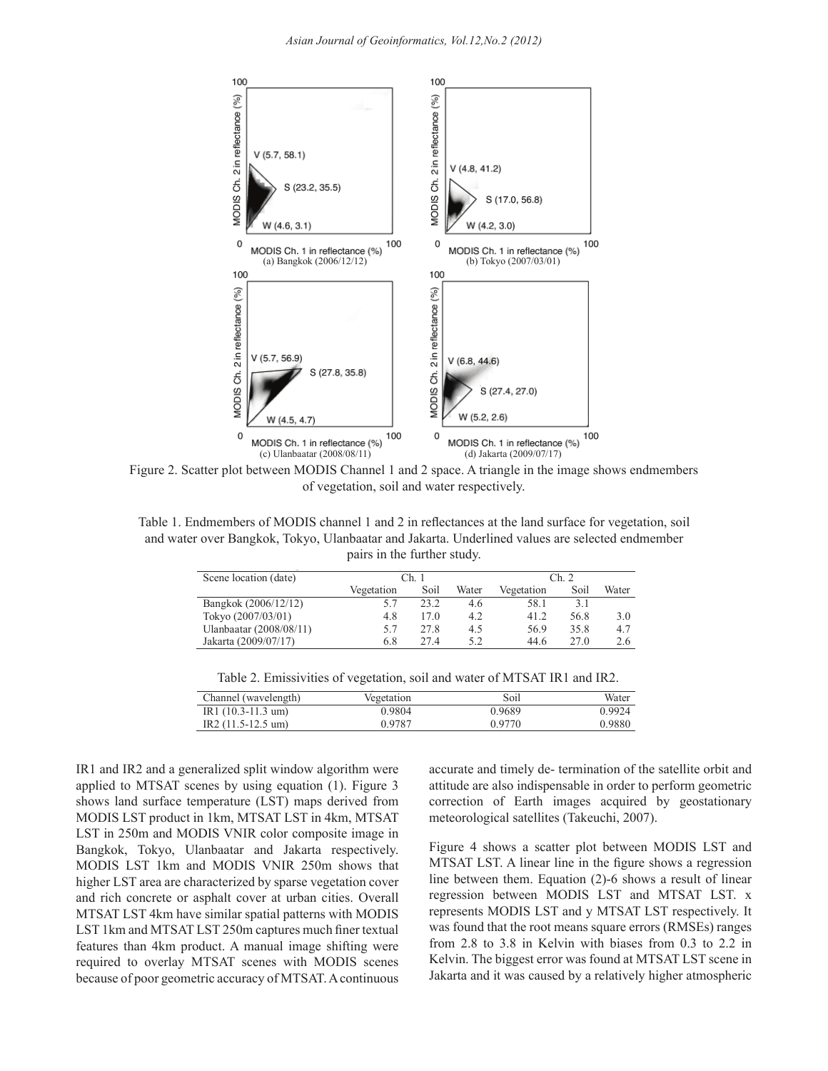Figure 2. Scatter plot between MODIS Channel 1 and 2 space. A triangle in the image shows endmembers of vegetation, soil and water respectively.

Table 1. Endmembers of MODIS channel 1 and 2 in reflectances at the land surface for vegetation, soil and water over Bangkok, Tokyo, Ulanbaatar and Jakarta. Underlined values are selected endmember pairs in the further study.

| Scene location (date) | Ch. 1 | | | Ch. 2 | | |
|---|---|---|---|---|---|---|
| | Vegetation | Soil | Water | Vegetation | Soil | Water |
| Bangkok (2006/12/12) | 5.7 | 23.2 | 4.6 | 58.1 | 3.1 | |
| Tokyo (2007/03/01) | 4.8 | 17.0 | 4.2 | 41.2 | 56.8 | 3.0 |
| Ulanbaatar (2008/08/11) | 5.7 | 27.8 | 4.5 | 56.9 | 35.8 | 4.7 |
| Jakarta (2009/07/17) | 6.8 | 27.4 | 5.2 | 44.6 | 27.0 | 2.6 |

Table 2. Emissivities of vegetation, soil and water of MTSAT IR1 and IR2.

| Channel (wavelength) | Vegetation | Soil | Water |
|---|---|---|---|
| IR1 (10.3-11.3 um) | 0.9804 | 0.9689 | 0.9924 |
| IR2 (11.5-12.5 um) | 0.9787 | 0.9770 | 0.9880 |

IR1 and IR2 and a generalized split window algorithm were applied to MTSAT scenes by using equation (1). Figure 3 shows land surface temperature (LST) maps derived from MODIS LST product in 1km, MTSAT LST in 4km, MTSAT LST in 250m and MODIS VNIR color composite image in Bangkok, Tokyo, Ulanbaatar and Jakarta respectively. MODIS LST 1km and MODIS VNIR 250m shows that higher LST area are characterized by sparse vegetation cover and rich concrete or asphalt cover at urban cities. Overall MTSAT LST 4km have similar spatial patterns with MODIS LST 1km and MTSAT LST 250m captures much finer textual features than 4km product. A manual image shifting were required to overlay MTSAT scenes with MODIS scenes because of poor geometric accuracy of MTSAT. A continuous accurate and timely de- termination of the satellite orbit and attitude are also indispensable in order to perform geometric correction of Earth images acquired by geostationary meteorological satellites (Takeuchi, 2007).

Figure 4 shows a scatter plot between MODIS LST and MTSAT LST. A linear line in the figure shows a regression line between them. Equation (2)-6 shows a result of linear regression between MODIS LST and MTSAT LST. x represents MODIS LST and y MTSAT LST respectively. It was found that the root means square errors (RMSEs) ranges from 2.8 to 3.8 in Kelvin with biases from 0.3 to 2.2 in Kelvin. The biggest error was found at MTSAT LST scene in Jakarta and it was caused by a relatively higher atmospheric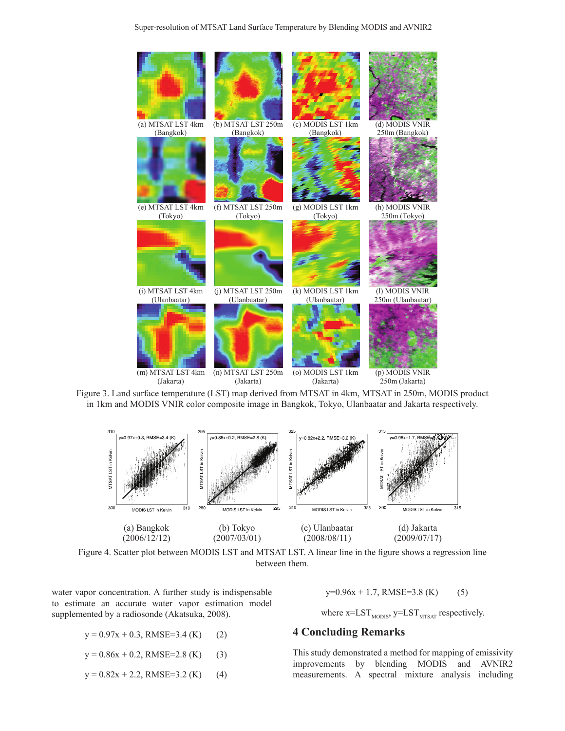(a) MTSAT LST 4km (Bangkok)

(b) MTSAT LST 250m (Bangkok)

(c) MODIS LST 1km (Bangkok)

(d) MODIS VNIR 250m (Bangkok)

(e) MTSAT LST 4km (Tokyo)

(f) MTSAT LST 250m (Tokyo)

(g) MODIS LST 1km (Tokyo)

(h) MODIS VNIR 250m (Tokyo)

(i) MTSAT LST 4km (Ulanbaatar)

(j) MTSAT LST 250m (Ulanbaatar)

(k) MODIS LST 1km (Ulanbaatar)

(l) MODIS VNIR 250m (Ulanbaatar)

(m) MTSAT LST 4km (Jakarta)

(n) MTSAT LST 250m (Jakarta)

(o) MODIS LST 1km (Jakarta)

(p) MODIS VNIR 250m (Jakarta)

Figure 3. Land surface temperature (LST) map derived from MTSAT in 4km, MTSAT in 250m, MODIS product in 1km and MODIS VNIR color composite image in Bangkok, Tokyo, Ulanbaatar and Jakarta respectively.

(a) Bangkok (2006/12/12)

(b) Tokyo (2007/03/01)

(c) Ulanbaatar (2008/08/11)

(d) Jakarta (2009/07/17)

Figure 4. Scatter plot between MODIS LST and MTSAT LST. A linear line in the figure shows a regression line between them.

water vapor concentration. A further study is indispensable to estimate an accurate water vapor estimation model supplemented by a radiosonde (Akatsuka, 2008).

$$y = 0.97x + 0.3, \text{RMSE}=3.4 \text{ (K)} \qquad (2)$$

$$y = 0.86x + 0.2, \text{RMSE}=2.8 \text{ (K)} \qquad (3)$$

$$y = 0.82x + 2.2, \text{RMSE}=3.2 \text{ (K)} \qquad (4)$$

$$y=0.96x + 1.7, \text{RMSE}=3.8 \text{ (K)} \qquad (5)$$

where $x=LST_{MODIS}$, $y=LST_{MTSAT}$ respectively.

## 4 Concluding Remarks

This study demonstrated a method for mapping of emissivity improvements by blending MODIS and AVNIR2 measurements. A spectral mixture analysis including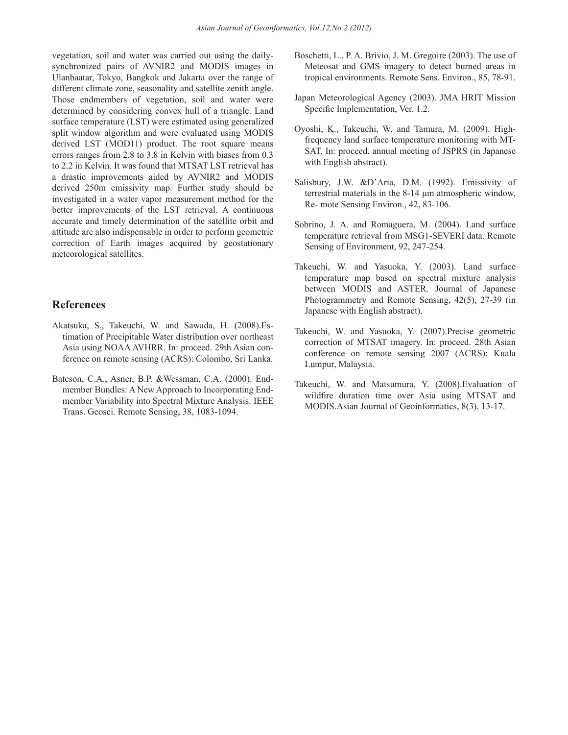vegetation, soil and water was carried out using the daily-synchronized pairs of AVNIR2 and MODIS images in Ulanbaatar, Tokyo, Bangkok and Jakarta over the range of different climate zone, seasonality and satellite zenith angle. Those endmembers of vegetation, soil and water were determined by considering convex hull of a triangle. Land surface temperature (LST) were estimated using generalized split window algorithm and were evaluated using MODIS derived LST (MOD11) product. The root square means errors ranges from 2.8 to 3.8 in Kelvin with biases from 0.3 to 2.2 in Kelvin. It was found that MTSAT LST retrieval has a drastic improvements aided by AVNIR2 and MODIS derived 250m emissivity map. Further study should be investigated in a water vapor measurement method for the better improvements of the LST retrieval. A continuous accurate and timely determination of the satellite orbit and attitude are also indispensable in order to perform geometric correction of Earth images acquired by geostationary meteorological satellites.

## References

Akatsuka, S., Takeuchi, W. and Sawada, H. (2008).Estimation of Precipitable Water distribution over northeast Asia using NOAA AVHRR. In: proceed. 29th Asian conference on remote sensing (ACRS): Colombo, Sri Lanka.

Bateson, C.A., Asner, B.P. &Wessman, C.A. (2000). Endmember Bundles: A New Approach to Incorporating Endmember Variability into Spectral Mixture Analysis. IEEE Trans. Geosci. Remote Sensing, 38, 1083-1094.

Boschetti, L., P. A. Brivio, J. M. Gregoire (2003). The use of Meteosat and GMS imagery to detect burned areas in tropical environments. Remote Sens. Environ., 85, 78-91.

Japan Meteorological Agency (2003). JMA HRIT Mission Specific Implementation, Ver. 1.2.

Oyoshi, K., Takeuchi, W. and Tamura, M. (2009). High-frequency land surface temperature monitoring with MT-SAT. In: proceed. annual meeting of JSPRS (in Japanese with English abstract).

Salisbury, J.W. &D'Aria, D.M. (1992). Emissivity of terrestrial materials in the 8-14 μm atmospheric window, Re- mote Sensing Environ., 42, 83-106.

Sobrino, J. A. and Romaguera, M. (2004). Land surface temperature retrieval from MSG1-SEVERI data. Remote Sensing of Environment, 92, 247-254.

Takeuchi, W. and Yasuoka, Y. (2003). Land surface temperature map based on spectral mixture analysis between MODIS and ASTER. Journal of Japanese Photogrammetry and Remote Sensing, 42(5), 27-39 (in Japanese with English abstract).

Takeuchi, W. and Yasuoka, Y. (2007).Precise geometric correction of MTSAT imagery. In: proceed. 28th Asian conference on remote sensing 2007 (ACRS): Kuala Lumpur, Malaysia.

Takeuchi, W. and Matsumura, Y. (2008).Evaluation of wildfire duration time over Asia using MTSAT and MODIS.Asian Journal of Geoinformatics, 8(3), 13-17.